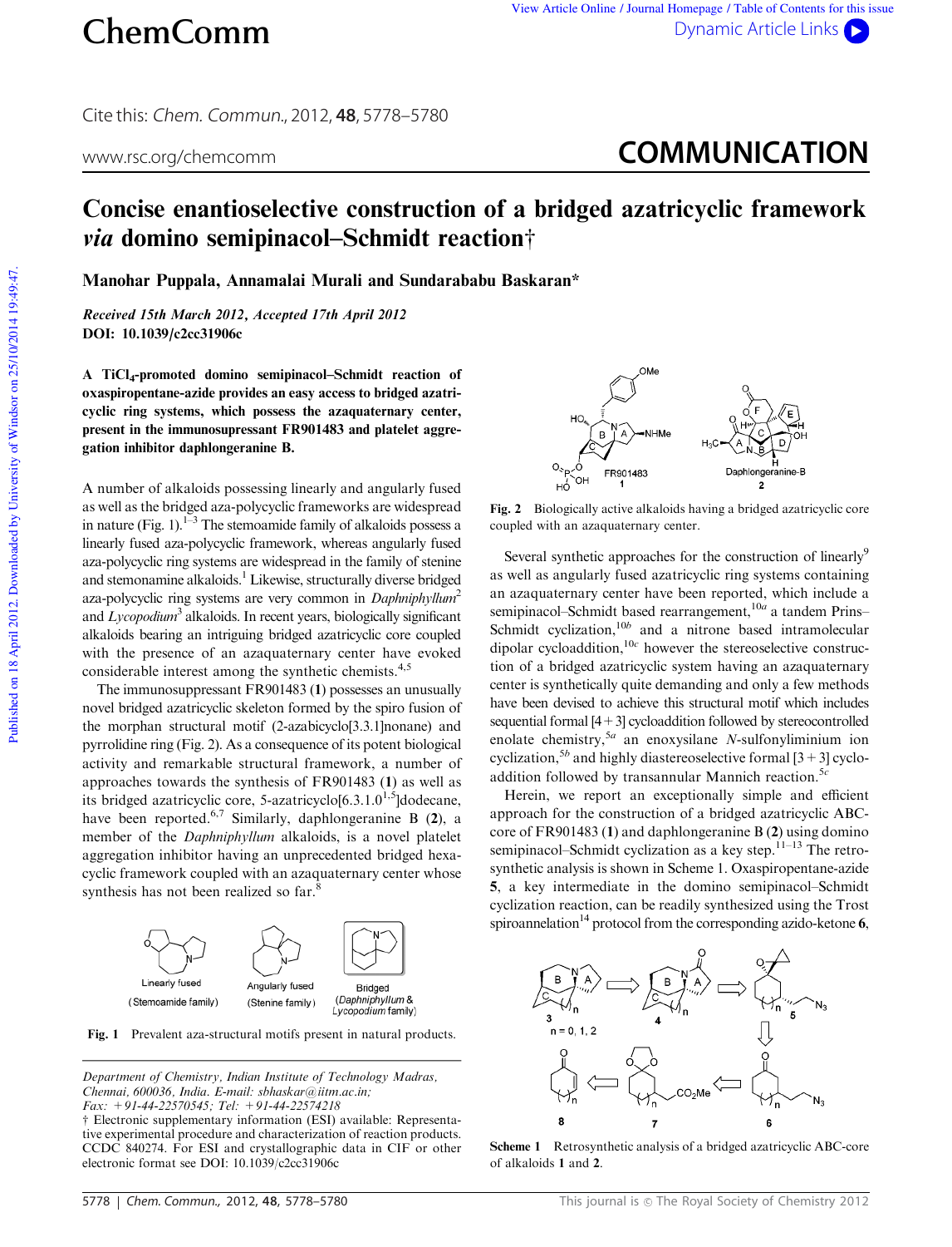# Concise enantioselective construction of a bridged azatricyclic framework *via* domino semipinacol–Schmidt reaction†

**Manohar Puppala, Annamalai Murali and Sundarababu Baskaran***

*Received 15th March 2012, Accepted 17th April 2012*
**DOI: 10.1039/c2cc31906c**

**A $TiCl_4$-promoted domino semipinacol–Schmidt reaction of oxaspiropentane-azide provides an easy access to bridged azatricyclic ring systems, which possess the azaquaternary center, present in the immunosupressant FR901483 and platelet aggregation inhibitor daphlongeranine B.**

A number of alkaloids possessing linearly and angularly fused as well as the bridged aza-polycyclic frameworks are widespread in nature (Fig. 1).[1–3] The stemoamide family of alkaloids possess a linearly fused aza-polycyclic framework, whereas angularly fused aza-polycyclic ring systems are widespread in the family of stenine and stemonamine alkaloids.[1] Likewise, structurally diverse bridged aza-polycyclic ring systems are very common in *Daphniphyllum*[2] and *Lycopodium*[3] alkaloids. In recent years, biologically significant alkaloids bearing an intriguing bridged azatricyclic core coupled with the presence of an azaquaternary center have evoked considerable interest among the synthetic chemists.[4,5]

The immunosuppressant FR901483 (**1**) possesses an unusually novel bridged azatricyclic skeleton formed by the spiro fusion of the morphan structural motif (2-azabicyclo[3.3.1]nonane) and pyrrolidine ring (Fig. 2). As a consequence of its potent biological activity and remarkable structural framework, a number of approaches towards the synthesis of FR901483 (**1**) as well as its bridged azatricyclic core, 5-azatricyclo[6.3.1.0[1,5]]dodecane, have been reported.[6,7] Similarly, daphlongeranine B (**2**), a member of the *Daphniphyllum* alkaloids, is a novel platelet aggregation inhibitor having an unprecedented bridged hexacyclic framework coupled with an azaquaternary center whose synthesis has not been realized so far.[8]

Fig. 1 Prevalent aza-structural motifs in natural products.

Fig. 2 Biologically active alkaloids having a bridged azatricyclic core coupled with an azaquaternary center.

Several synthetic approaches for the construction of linearly[9] as well as angularly fused azatricyclic ring systems containing an azaquaternary center have been reported, which include a semipinacol–Schmidt based rearrangement,[10a] a tandem Prins–Schmidt cyclization,[10b] and a nitrone based intramolecular dipolar cycloaddition,[10c] however the stereoselective construction of a bridged azatricyclic system having an azaquaternary center is synthetically quite demanding and only a few methods have been devised to achieve this structural motif which includes sequential formal [4 + 3] cycloaddition followed by stereocontrolled enolate chemistry,[5a] an enoxysilane *N*-sulfonyliminium ion cyclization,[5b] and highly diastereoselective formal [3 + 3] cycloaddition followed by transannular Mannich reaction.[5c]

Herein, we report an exceptionally simple and efficient approach for the construction of a bridged azatricyclic ABC-core of FR901483 (**1**) and daphlongeranine B (**2**) using domino semipinacol–Schmidt cyclization as a key step.[11–13] The retrosynthetic analysis is shown in Scheme 1. Oxaspiropentane-azide **5**, a key intermediate in the domino semipinacol–Schmidt cyclization reaction, can be readily synthesized using the Trost spiroannelation[14] protocol from the corresponding azido-ketone **6**,

Scheme 1 Retrosynthetic analysis of a bridged azatricyclic ABC-core of alkaloids **1** and **2**.

*Department of Chemistry, Indian Institute of Technology Madras, Chennai, 600036, India. E-mail: sbhaskar@iitm.ac.in; Fax: +91-44-22570545; Tel: +91-44-22574218*

† Electronic supplementary information (ESI) available: Representative experimental procedure and characterization of reaction products. CCDC 840274. For ESI and crystallographic data in CIF or other electronic format see DOI: 10.1039/c2cc31906c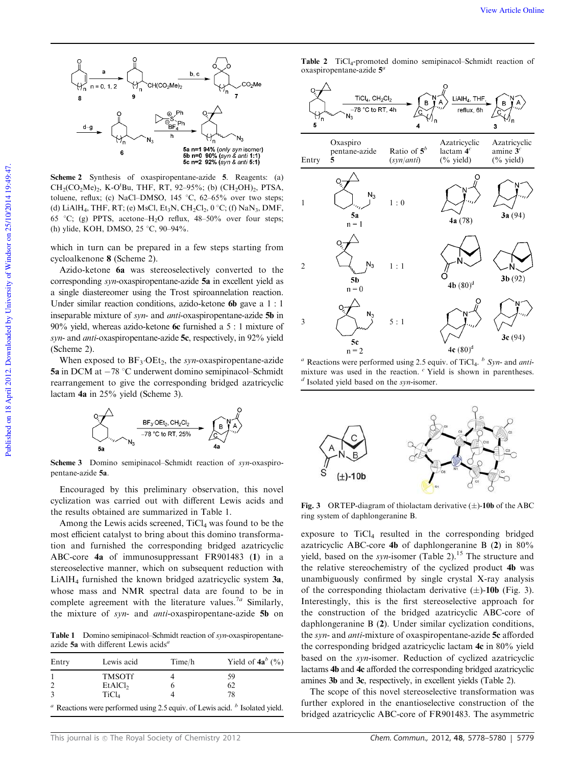**Scheme 2** Synthesis of oxaspiropentane-azide **5**. Reagents: (a) $CH_2(CO_2Me)_2$, K-O$^t$Bu, THF, RT, 92–95%; (b) $(CH_2OH)_2$, PTSA, toluene, reflux; (c) NaCl–DMSO, 145 °C, 62–65% over two steps; (d) $LiAlH_4$, THF, RT; (e) MsCl, $Et_3N$, $CH_2Cl_2$, 0 °C; (f) $NaN_3$, DMF, 65 °C; (g) PPTS, acetone–$H_2O$ reflux, 48–50% over four steps; (h) ylide, KOH, DMSO, 25 °C, 90–94%.

which in turn can be prepared in a few steps starting from cycloalkenone **8** (Scheme 2).

Azido-ketone **6a** was stereoselectively converted to the corresponding *syn*-oxaspiropentane-azide **5a** in excellent yield as a single diastereomer using the Trost spiroannelation reaction. Under similar reaction conditions, azido-ketone **6b** gave a 1 : 1 inseparable mixture of *syn*- and *anti*-oxaspiropentane-azide **5b** in 90% yield, whereas azido-ketone **6c** furnished a 5 : 1 mixture of *syn*- and *anti*-oxaspiropentane-azide **5c**, respectively, in 92% yield (Scheme 2).

When exposed to $BF_3 \cdot OEt_2$, the *syn*-oxaspiropentane-azide **5a** in DCM at −78 °C underwent domino semipinacol–Schmidt rearrangement to give the corresponding bridged azatricyclic lactam **4a** in 25% yield (Scheme 3).

**Scheme 3** Domino semipinacol–Schmidt reaction of *syn*-oxaspiropentane-azide **5a**.

Encouraged by this preliminary observation, this novel cyclization was carried out with different Lewis acids and the results obtained are summarized in Table 1.

Among the Lewis acids screened, $TiCl_4$ was found to be the most efficient catalyst to bring about this domino transformation and furnished the corresponding bridged azatricyclic ABC-core **4a** of immunosuppressant FR901483 (**1**) in a stereoselective manner, which on subsequent reduction with $LiAlH_4$ furnished the known bridged azatricyclic system **3a**, whose mass and NMR spectral data are found to be in complete agreement with the literature values.[7a] Similarly, the mixture of *syn*- and *anti*-oxaspiropentane-azide **5b** on exposure to $TiCl_4$ resulted in the corresponding bridged azatricyclic ABC-core **4b** of daphlongeranine B (**2**) in 80% yield, based on the *syn*-isomer (Table 2).[15] The structure and the relative stereochemistry of the cyclized product **4b** was unambiguously confirmed by single crystal X-ray analysis of the corresponding thiolactam derivative (±)-**10b** (Fig. 3). Interestingly, this is the first stereoselective approach for the construction of the bridged azatricyclic ABC-core of daphlongeranine B (**2**). Under similar cyclization conditions, the *syn*- and *anti*-mixture of oxaspiropentane-azide **5c** afforded the corresponding bridged azatricyclic lactam **4c** in 80% yield based on the *syn*-isomer. Reduction of cyclized azatricyclic lactams **4b** and **4c** afforded the corresponding bridged azatricyclic amines **3b** and **3c**, respectively, in excellent yields (Table 2).

The scope of this novel stereoselective transformation was further explored in the enantioselective construction of the bridged azatricyclic ABC-core of FR901483. The asymmetric

**Table 1** Domino semipinacol–Schmidt reaction of *syn*-oxaspiropentane-azide **5a** with different Lewis acids[a]

| Entry | Lewis acid | Time/h | Yield of **4a**[b] (%) |
|---|---|---|---|
| 1 | TMSOTf | 4 | 59 |
| 2 | $EtAlCl_2$ | 6 | 62 |
| 3 | $TiCl_4$ | 4 | 78 |

[a] Reactions were performed using 2.5 equiv. of Lewis acid. [b] Isolated yield.

**Table 2** $TiCl_4$-promoted domino semipinacol–Schmidt reaction of oxaspiropentane-azide **5**[a]

| Entry | Oxaspiro pentane-azide **5** | Ratio of **5**[b] (*syn*/*anti*) | Azatricyclic lactam **4**[c] (% yield) | Azatricyclic amine **3**[c] (% yield) |
|---|---|---|---|---|
| 1 | **5a** n = 1 | 1 : 0 | **4a** (78) | **3a** (94) |
| 2 | **5b** n = 0 | 1 : 1 | **4b** (80)[d] | **3b** (92) |
| 3 | **5c** n = 2 | 5 : 1 | **4c** (80)[d] | **3c** (94) |

[a] Reactions were performed using 2.5 equiv. of $TiCl_4$. [b] *Syn*- and *anti*-mixture was used in the reaction. [c] Yield is shown in parentheses. [d] Isolated yield based on the *syn*-isomer.

**Fig. 3** ORTEP-diagram of thiolactam derivative (±)-**10b** of the ABC ring system of daphlongeranine B.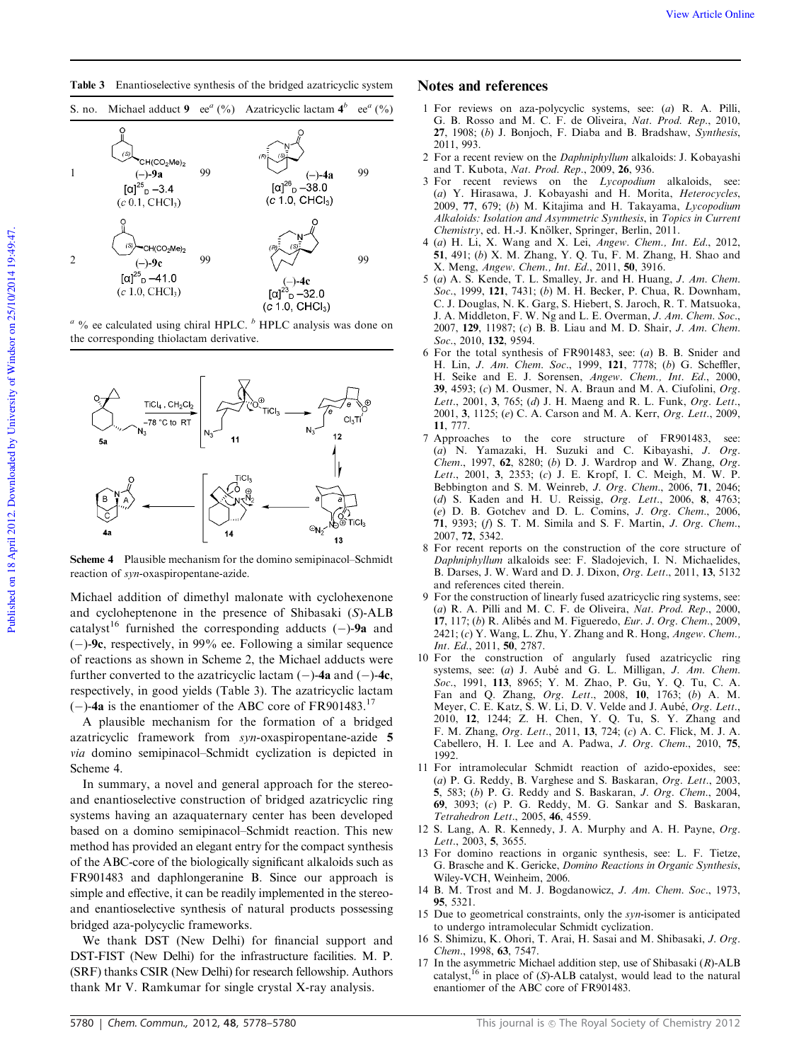**Table 3** Enantioselective synthesis of the bridged azatricyclic system

| S. no. | Michael adduct **9** | ee[a] (%) | Azatricyclic lactam **4**[b] | ee[a] (%) |
|---|---|---|---|---|
| 1 | (−)-**9a** $[\alpha]^{25}_{D}$ −3.4 (*c* 0.1, $CHCl_3$) | 99 | (−)-**4a** $[\alpha]^{26}_{D}$ −38.0 (*c* 1.0, $CHCl_3$) | 99 |
| 2 | (−)-**9c** $[\alpha]^{25}_{D}$ −41.0 (*c* 1.0, $CHCl_3$) | 99 | (−)-**4c** $[\alpha]^{23}_{D}$ −32.0 (*c* 1.0, $CHCl_3$) | 99 |

[a] % ee calculated using chiral HPLC. [b] HPLC analysis was done on the corresponding thiolactam derivative.

**Scheme 4** Plausible mechanism for the domino semipinacol–Schmidt reaction of *syn*-oxaspiropentane-azide.

Michael addition of dimethyl malonate with cyclohexenone and cycloheptenone in the presence of Shibasaki (*S*)-ALB catalyst[16] furnished the corresponding adducts (−)-**9a** and (−)-**9c**, respectively, in 99% ee. Following a similar sequence of reactions as shown in Scheme 2, the Michael adducts were further converted to the azatricyclic lactam (−)-**4a** and (−)-**4c**, respectively, in good yields (Table 3). The azatricyclic lactam (−)-**4a** is the enantiomer of the ABC core of FR901483.[17]

A plausible mechanism for the formation of a bridged azatricyclic framework from *syn*-oxaspiropentane-azide **5** *via* domino semipinacol–Schmidt cyclization is depicted in Scheme 4.

In summary, a novel and general approach for the stereo- and enantioselective construction of bridged azatricyclic ring systems having an azaquaternary center has been developed based on a domino semipinacol–Schmidt reaction. This new method has provided an elegant entry for the compact synthesis of the ABC-core of the biologically significant alkaloids such as FR901483 and daphlongeranine B. Since our approach is simple and effective, it can be readily implemented in the stereo- and enantioselective synthesis of natural products possessing bridged aza-polycyclic frameworks.

We thank DST (New Delhi) for financial support and DST-FIST (New Delhi) for the infrastructure facilities. M. P. (SRF) thanks CSIR (New Delhi) for research fellowship. Authors thank Mr V. Ramkumar for single crystal X-ray analysis.

## Notes and references

1. For reviews on aza-polycyclic systems, see: (*a*) R. A. Pilli, G. B. Rosso and M. C. F. de Oliveira, *Nat. Prod. Rep.*, 2010, **27**, 1908; (*b*) J. Bonjoch, F. Diaba and B. Bradshaw, *Synthesis*, 2011, 993.
2. For a recent review on the *Daphniphyllum* alkaloids: J. Kobayashi and T. Kubota, *Nat. Prod. Rep.*, 2009, **26**, 936.
3. For recent reviews on the *Lycopodium* alkaloids, see: (*a*) Y. Hirasawa, J. Kobayashi and H. Morita, *Heterocycles*, 2009, **77**, 679; (*b*) M. Kitajima and H. Takayama, *Lycopodium Alkaloids: Isolation and Asymmetric Synthesis*, in *Topics in Current Chemistry*, ed. H.-J. Knölker, Springer, Berlin, 2011.
4. (*a*) H. Li, X. Wang and X. Lei, *Angew. Chem., Int. Ed.*, 2012, **51**, 491; (*b*) X. M. Zhang, Y. Q. Tu, F. M. Zhang, H. Shao and X. Meng, *Angew. Chem., Int. Ed.*, 2011, **50**, 3916.
5. (*a*) A. S. Kende, T. L. Smalley, Jr. and H. Huang, *J. Am. Chem. Soc.*, 1999, **121**, 7431; (*b*) M. H. Becker, P. Chua, R. Downham, C. J. Douglas, N. K. Garg, S. Hiebert, S. Jaroch, R. T. Matsuoka, J. A. Middleton, F. W. Ng and L. E. Overman, *J. Am. Chem. Soc.*, 2007, **129**, 11987; (*c*) B. B. Liau and M. D. Shair, *J. Am. Chem. Soc.*, 2010, **132**, 9594.
6. For the total synthesis of FR901483, see: (*a*) B. B. Snider and H. Lin, *J. Am. Chem. Soc.*, 1999, **121**, 7778; (*b*) G. Scheffler, H. Seike and E. J. Sorensen, *Angew. Chem., Int. Ed.*, 2000, **39**, 4593; (*c*) M. Ousmer, N. A. Braun and M. A. Ciufolini, *Org. Lett.*, 2001, **3**, 765; (*d*) J. H. Maeng and R. L. Funk, *Org. Lett.*, 2001, **3**, 1125; (*e*) C. A. Carson and M. A. Kerr, *Org. Lett.*, 2009, **11**, 777.
7. Approaches to the core structure of FR901483, see: (*a*) N. Yamazaki, H. Suzuki and C. Kibayashi, *J. Org. Chem.*, 1997, **62**, 8280; (*b*) D. J. Wardrop and W. Zhang, *Org. Lett.*, 2001, **3**, 2353; (*c*) J. E. Kropf, I. C. Meigh, M. W. P. Bebbington and S. M. Weinreb, *J. Org. Chem.*, 2006, **71**, 2046; (*d*) S. Kaden and H. U. Reissig, *Org. Lett.*, 2006, **8**, 4763; (*e*) D. B. Gotchev and D. L. Comins, *J. Org. Chem.*, 2006, **71**, 9393; (*f*) S. T. M. Simila and S. F. Martin, *J. Org. Chem.*, 2007, **72**, 5342.
8. For recent reports on the construction of the core structure of *Daphniphyllum* alkaloids see: F. Sladojevich, I. N. Michaelides, B. Darses, J. W. Ward and D. J. Dixon, *Org. Lett.*, 2011, **13**, 5132 and references cited therein.
9. For the construction of linearly fused azatricyclic ring systems, see: (*a*) R. A. Pilli and M. C. F. de Oliveira, *Nat. Prod. Rep.*, 2000, **17**, 117; (*b*) R. Alibés and M. Figueredo, *Eur. J. Org. Chem.*, 2009, 2421; (*c*) Y. Wang, L. Zhu, Y. Zhang and R. Hong, *Angew. Chem., Int. Ed.*, 2011, **50**, 2787.
10. For the construction of angularly fused azatricyclic ring systems, see: (*a*) J. Aubé and G. L. Milligan, *J. Am. Chem. Soc.*, 1991, **113**, 8965; Y. M. Zhao, P. Gu, Y. Q. Tu, C. A. Fan and Q. Zhang, *Org. Lett.*, 2008, **10**, 1763; (*b*) A. M. Meyer, C. E. Katz, S. W. Li, D. V. Velde and J. Aubé, *Org. Lett.*, 2010, **12**, 1244; Z. H. Chen, Y. Q. Tu, S. Y. Zhang and F. M. Zhang, *Org. Lett.*, 2011, **13**, 724; (*c*) A. C. Flick, M. J. A. Cabellero, H. I. Lee and A. Padwa, *J. Org. Chem.*, 2010, **75**, 1992.
11. For intramolecular Schmidt reaction of azido-epoxides, see: (*a*) P. G. Reddy, B. Varghese and S. Baskaran, *Org. Lett.*, 2003, **5**, 583; (*b*) P. G. Reddy and S. Baskaran, *J. Org. Chem.*, 2004, **69**, 3093; (*c*) P. G. Reddy, M. G. Sankar and S. Baskaran, *Tetrahedron Lett.*, 2005, **46**, 4559.
12. S. Lang, A. R. Kennedy, J. A. Murphy and A. H. Payne, *Org. Lett.*, 2003, **5**, 3655.
13. For domino reactions in organic synthesis, see: L. F. Tietze, G. Brasche and K. Gericke, *Domino Reactions in Organic Synthesis*, Wiley-VCH, Weinheim, 2006.
14. B. M. Trost and M. J. Bogdanowicz, *J. Am. Chem. Soc.*, 1973, **95**, 5321.
15. Due to geometrical constraints, only the *syn*-isomer is anticipated to undergo intramolecular Schmidt cyclization.
16. S. Shimizu, K. Ohori, T. Arai, H. Sasai and M. Shibasaki, *J. Org. Chem.*, 1998, **63**, 7547.
17. In the asymmetric Michael addition step, use of Shibasaki (*R*)-ALB catalyst,[16] in place of (*S*)-ALB catalyst, would lead to the natural enantiomer of the ABC core of FR901483.